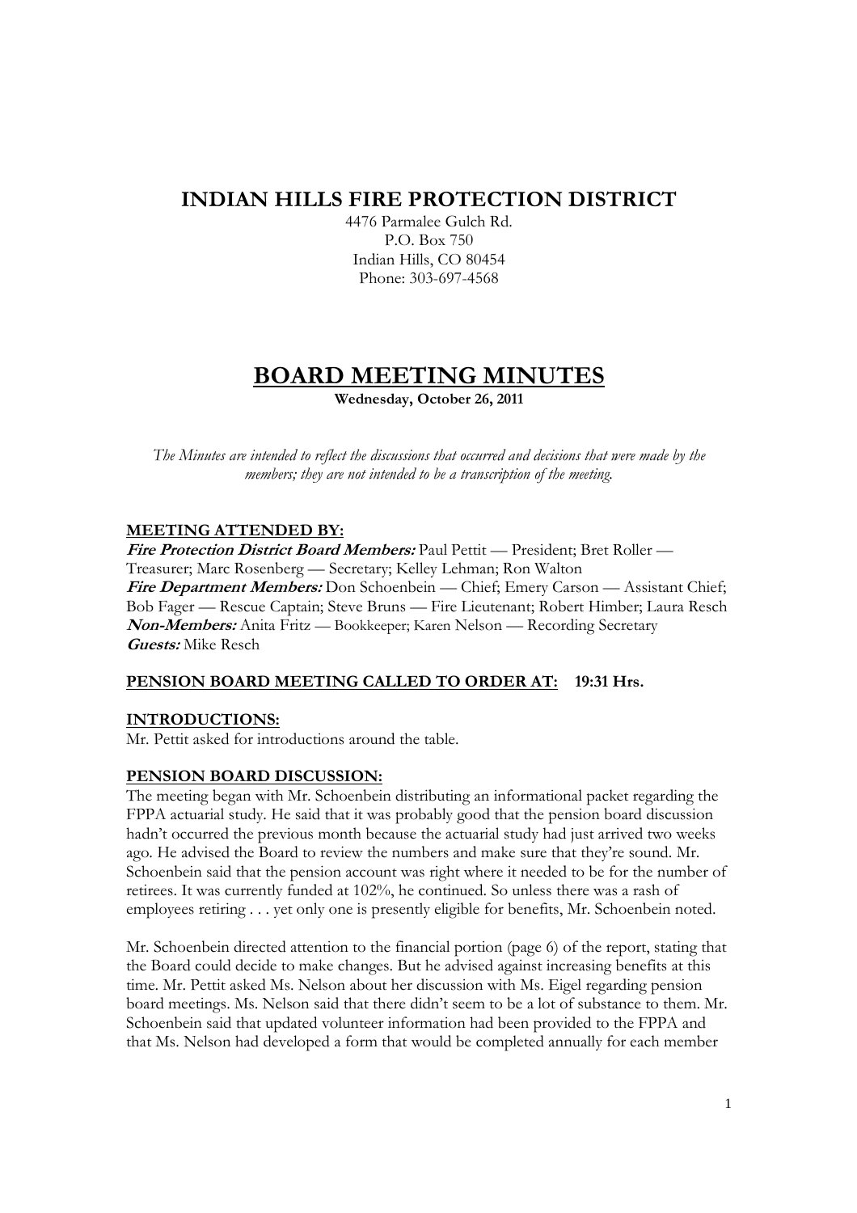# INDIAN HILLS FIRE PROTECTION DISTRICT

4476 Parmalee Gulch Rd.
P.O. Box 750
Indian Hills, CO 80454
Phone: 303-697-4568

# BOARD MEETING MINUTES

**Wednesday, October 26, 2011**

*The Minutes are intended to reflect the discussions that occurred and decisions that were made by the members; they are not intended to be a transcription of the meeting.*

## MEETING ATTENDED BY:

***Fire Protection District Board Members:*** Paul Pettit — President; Bret Roller — Treasurer; Marc Rosenberg — Secretary; Kelley Lehman; Ron Walton
***Fire Department Members:*** Don Schoenbein — Chief; Emery Carson — Assistant Chief; Bob Fager — Rescue Captain; Steve Bruns — Fire Lieutenant; Robert Himber; Laura Resch
***Non-Members:*** Anita Fritz — Bookkeeper; Karen Nelson — Recording Secretary
***Guests:*** Mike Resch

## PENSION BOARD MEETING CALLED TO ORDER AT: 19:31 Hrs.

## INTRODUCTIONS:

Mr. Pettit asked for introductions around the table.

## PENSION BOARD DISCUSSION:

The meeting began with Mr. Schoenbein distributing an informational packet regarding the FPPA actuarial study. He said that it was probably good that the pension board discussion hadn't occurred the previous month because the actuarial study had just arrived two weeks ago. He advised the Board to review the numbers and make sure that they're sound. Mr. Schoenbein said that the pension account was right where it needed to be for the number of retirees. It was currently funded at 102%, he continued. So unless there was a rash of employees retiring . . . yet only one is presently eligible for benefits, Mr. Schoenbein noted.

Mr. Schoenbein directed attention to the financial portion (page 6) of the report, stating that the Board could decide to make changes. But he advised against increasing benefits at this time. Mr. Pettit asked Ms. Nelson about her discussion with Ms. Eigel regarding pension board meetings. Ms. Nelson said that there didn't seem to be a lot of substance to them. Mr. Schoenbein said that updated volunteer information had been provided to the FPPA and that Ms. Nelson had developed a form that would be completed annually for each member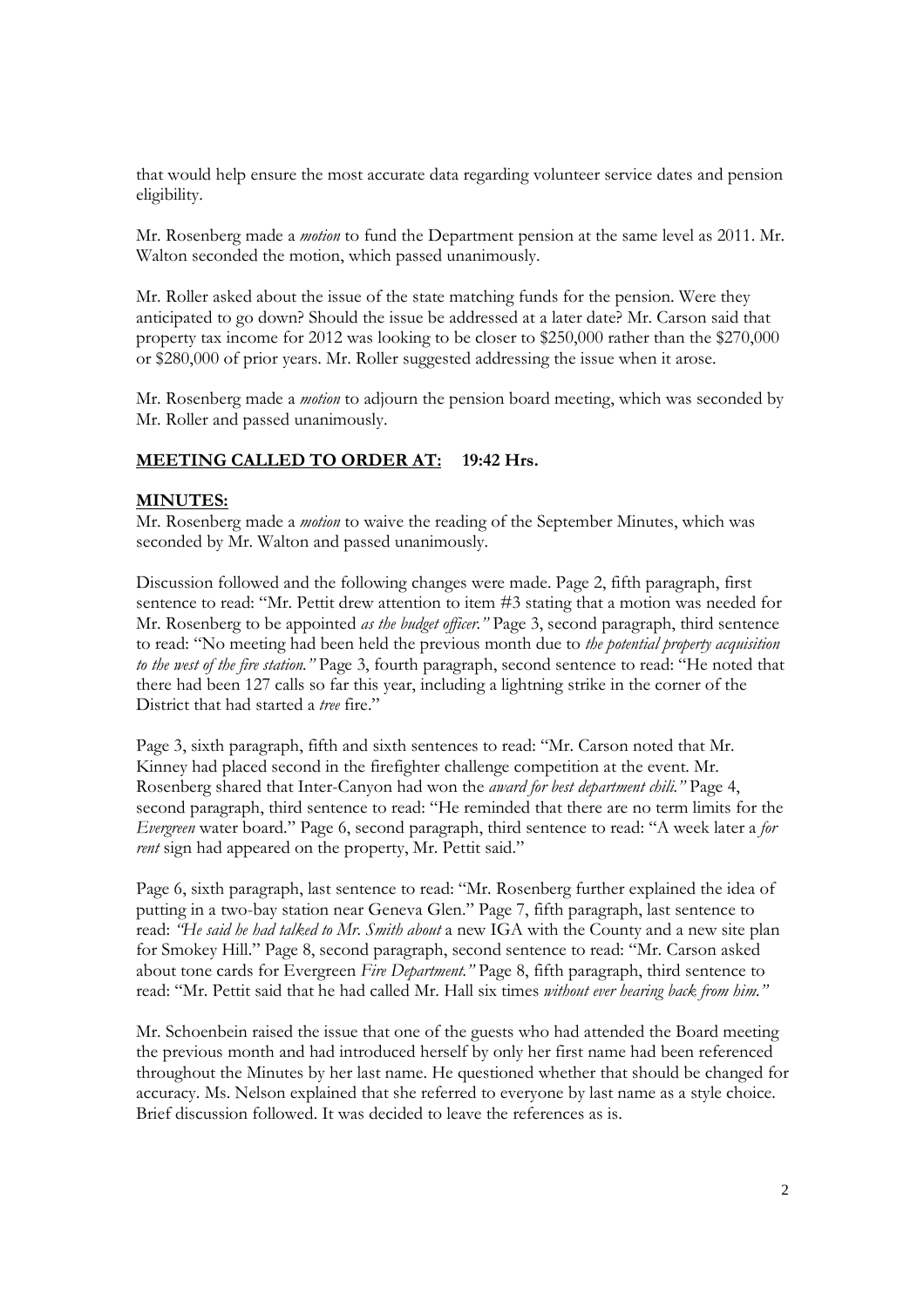that would help ensure the most accurate data regarding volunteer service dates and pension eligibility.

Mr. Rosenberg made a *motion* to fund the Department pension at the same level as 2011. Mr. Walton seconded the motion, which passed unanimously.

Mr. Roller asked about the issue of the state matching funds for the pension. Were they anticipated to go down? Should the issue be addressed at a later date? Mr. Carson said that property tax income for 2012 was looking to be closer to $250,000 rather than the $270,000 or $280,000 of prior years. Mr. Roller suggested addressing the issue when it arose.

Mr. Rosenberg made a *motion* to adjourn the pension board meeting, which was seconded by Mr. Roller and passed unanimously.

**MEETING CALLED TO ORDER AT: 19:42 Hrs.**

**MINUTES:**

Mr. Rosenberg made a *motion* to waive the reading of the September Minutes, which was seconded by Mr. Walton and passed unanimously.

Discussion followed and the following changes were made. Page 2, fifth paragraph, first sentence to read: "Mr. Pettit drew attention to item #3 stating that a motion was needed for Mr. Rosenberg to be appointed *as the budget officer."* Page 3, second paragraph, third sentence to read: "No meeting had been held the previous month due to *the potential property acquisition to the west of the fire station."* Page 3, fourth paragraph, second sentence to read: "He noted that there had been 127 calls so far this year, including a lightning strike in the corner of the District that had started a *tree* fire."

Page 3, sixth paragraph, fifth and sixth sentences to read: "Mr. Carson noted that Mr. Kinney had placed second in the firefighter challenge competition at the event. Mr. Rosenberg shared that Inter-Canyon had won the *award for best department chili."* Page 4, second paragraph, third sentence to read: "He reminded that there are no term limits for the *Evergreen* water board." Page 6, second paragraph, third sentence to read: "A week later a *for rent* sign had appeared on the property, Mr. Pettit said."

Page 6, sixth paragraph, last sentence to read: "Mr. Rosenberg further explained the idea of putting in a two-bay station near Geneva Glen." Page 7, fifth paragraph, last sentence to read: *"He said he had talked to Mr. Smith about* a new IGA with the County and a new site plan for Smokey Hill." Page 8, second paragraph, second sentence to read: "Mr. Carson asked about tone cards for Evergreen *Fire Department."* Page 8, fifth paragraph, third sentence to read: "Mr. Pettit said that he had called Mr. Hall six times *without ever hearing back from him."*

Mr. Schoenbein raised the issue that one of the guests who had attended the Board meeting the previous month and had introduced herself by only her first name had been referenced throughout the Minutes by her last name. He questioned whether that should be changed for accuracy. Ms. Nelson explained that she referred to everyone by last name as a style choice. Brief discussion followed. It was decided to leave the references as is.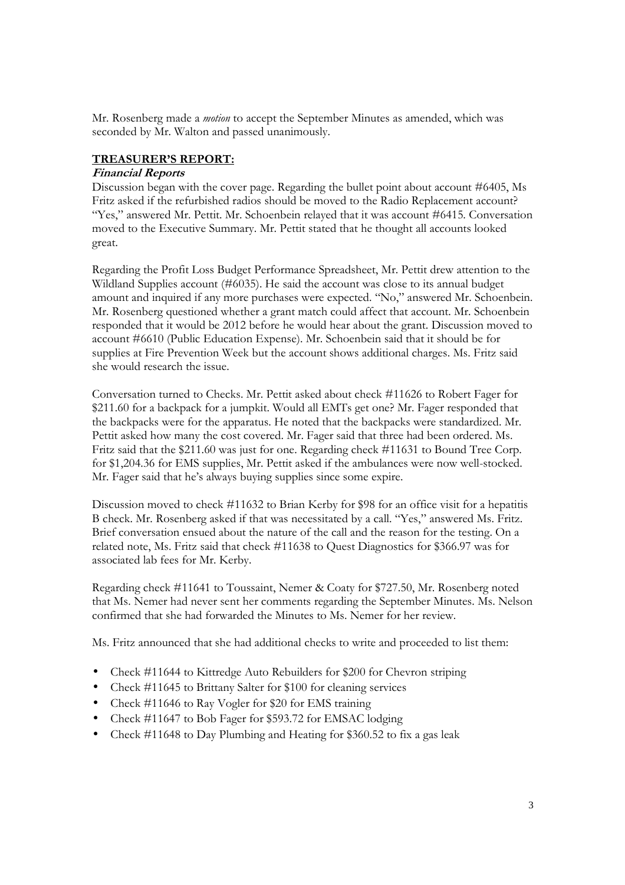Mr. Rosenberg made a *motion* to accept the September Minutes as amended, which was seconded by Mr. Walton and passed unanimously.

## TREASURER'S REPORT:

### *Financial Reports*

Discussion began with the cover page. Regarding the bullet point about account #6405, Ms Fritz asked if the refurbished radios should be moved to the Radio Replacement account? "Yes," answered Mr. Pettit. Mr. Schoenbein relayed that it was account #6415. Conversation moved to the Executive Summary. Mr. Pettit stated that he thought all accounts looked great.

Regarding the Profit Loss Budget Performance Spreadsheet, Mr. Pettit drew attention to the Wildland Supplies account (#6035). He said the account was close to its annual budget amount and inquired if any more purchases were expected. "No," answered Mr. Schoenbein. Mr. Rosenberg questioned whether a grant match could affect that account. Mr. Schoenbein responded that it would be 2012 before he would hear about the grant. Discussion moved to account #6610 (Public Education Expense). Mr. Schoenbein said that it should be for supplies at Fire Prevention Week but the account shows additional charges. Ms. Fritz said she would research the issue.

Conversation turned to Checks. Mr. Pettit asked about check #11626 to Robert Fager for $211.60 for a backpack for a jumpkit. Would all EMTs get one? Mr. Fager responded that the backpacks were for the apparatus. He noted that the backpacks were standardized. Mr. Pettit asked how many the cost covered. Mr. Fager said that three had been ordered. Ms. Fritz said that the $211.60 was just for one. Regarding check #11631 to Bound Tree Corp. for $1,204.36 for EMS supplies, Mr. Pettit asked if the ambulances were now well-stocked. Mr. Fager said that he's always buying supplies since some expire.

Discussion moved to check #11632 to Brian Kerby for $98 for an office visit for a hepatitis B check. Mr. Rosenberg asked if that was necessitated by a call. "Yes," answered Ms. Fritz. Brief conversation ensued about the nature of the call and the reason for the testing. On a related note, Ms. Fritz said that check #11638 to Quest Diagnostics for $366.97 was for associated lab fees for Mr. Kerby.

Regarding check #11641 to Toussaint, Nemer & Coaty for $727.50, Mr. Rosenberg noted that Ms. Nemer had never sent her comments regarding the September Minutes. Ms. Nelson confirmed that she had forwarded the Minutes to Ms. Nemer for her review.

Ms. Fritz announced that she had additional checks to write and proceeded to list them:

- Check #11644 to Kittredge Auto Rebuilders for $200 for Chevron striping
- Check #11645 to Brittany Salter for $100 for cleaning services
- Check #11646 to Ray Vogler for $20 for EMS training
- Check #11647 to Bob Fager for $593.72 for EMSAC lodging
- Check #11648 to Day Plumbing and Heating for $360.52 to fix a gas leak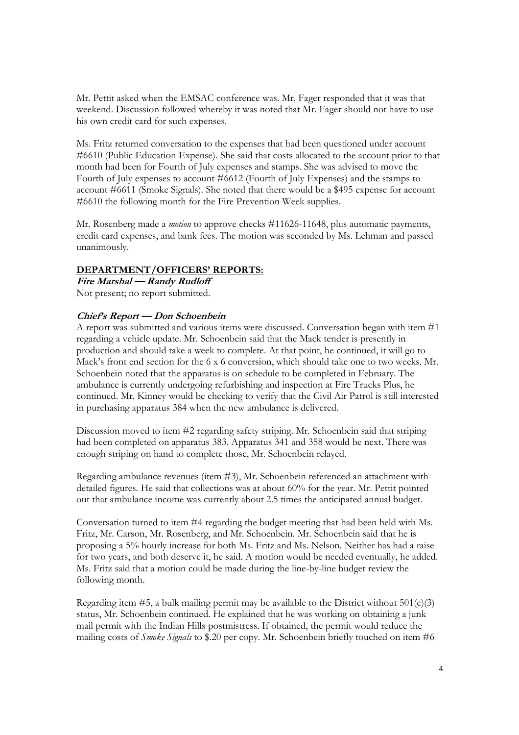Mr. Pettit asked when the EMSAC conference was. Mr. Fager responded that it was that weekend. Discussion followed whereby it was noted that Mr. Fager should not have to use his own credit card for such expenses.

Ms. Fritz returned conversation to the expenses that had been questioned under account #6610 (Public Education Expense). She said that costs allocated to the account prior to that month had been for Fourth of July expenses and stamps. She was advised to move the Fourth of July expenses to account #6612 (Fourth of July Expenses) and the stamps to account #6611 (Smoke Signals). She noted that there would be a $495 expense for account #6610 the following month for the Fire Prevention Week supplies.

Mr. Rosenberg made a *motion* to approve checks #11626-11648, plus automatic payments, credit card expenses, and bank fees. The motion was seconded by Ms. Lehman and passed unanimously.

## DEPARTMENT/OFFICERS' REPORTS:

***Fire Marshal — Randy Rudloff***

Not present; no report submitted.

***Chief's Report — Don Schoenbein***

A report was submitted and various items were discussed. Conversation began with item #1 regarding a vehicle update. Mr. Schoenbein said that the Mack tender is presently in production and should take a week to complete. At that point, he continued, it will go to Mack's front end section for the 6 x 6 conversion, which should take one to two weeks. Mr. Schoenbein noted that the apparatus is on schedule to be completed in February. The ambulance is currently undergoing refurbishing and inspection at Fire Trucks Plus, he continued. Mr. Kinney would be checking to verify that the Civil Air Patrol is still interested in purchasing apparatus 384 when the new ambulance is delivered.

Discussion moved to item #2 regarding safety striping. Mr. Schoenbein said that striping had been completed on apparatus 383. Apparatus 341 and 358 would be next. There was enough striping on hand to complete those, Mr. Schoenbein relayed.

Regarding ambulance revenues (item #3), Mr. Schoenbein referenced an attachment with detailed figures. He said that collections was at about 60% for the year. Mr. Pettit pointed out that ambulance income was currently about 2.5 times the anticipated annual budget.

Conversation turned to item #4 regarding the budget meeting that had been held with Ms. Fritz, Mr. Carson, Mr. Rosenberg, and Mr. Schoenbein. Mr. Schoenbein said that he is proposing a 5% hourly increase for both Ms. Fritz and Ms. Nelson. Neither has had a raise for two years, and both deserve it, he said. A motion would be needed eventually, he added. Ms. Fritz said that a motion could be made during the line-by-line budget review the following month.

Regarding item #5, a bulk mailing permit may be available to the District without 501(c)(3) status, Mr. Schoenbein continued. He explained that he was working on obtaining a junk mail permit with the Indian Hills postmistress. If obtained, the permit would reduce the mailing costs of *Smoke Signals* to $.20 per copy. Mr. Schoenbein briefly touched on item #6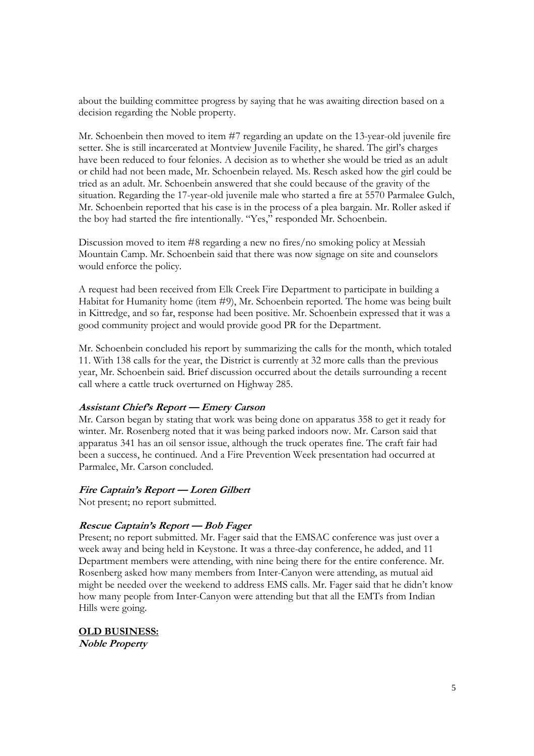about the building committee progress by saying that he was awaiting direction based on a decision regarding the Noble property.

Mr. Schoenbein then moved to item #7 regarding an update on the 13-year-old juvenile fire setter. She is still incarcerated at Montview Juvenile Facility, he shared. The girl's charges have been reduced to four felonies. A decision as to whether she would be tried as an adult or child had not been made, Mr. Schoenbein relayed. Ms. Resch asked how the girl could be tried as an adult. Mr. Schoenbein answered that she could because of the gravity of the situation. Regarding the 17-year-old juvenile male who started a fire at 5570 Parmalee Gulch, Mr. Schoenbein reported that his case is in the process of a plea bargain. Mr. Roller asked if the boy had started the fire intentionally. "Yes," responded Mr. Schoenbein.

Discussion moved to item #8 regarding a new no fires/no smoking policy at Messiah Mountain Camp. Mr. Schoenbein said that there was now signage on site and counselors would enforce the policy.

A request had been received from Elk Creek Fire Department to participate in building a Habitat for Humanity home (item #9), Mr. Schoenbein reported. The home was being built in Kittredge, and so far, response had been positive. Mr. Schoenbein expressed that it was a good community project and would provide good PR for the Department.

Mr. Schoenbein concluded his report by summarizing the calls for the month, which totaled 11. With 138 calls for the year, the District is currently at 32 more calls than the previous year, Mr. Schoenbein said. Brief discussion occurred about the details surrounding a recent call where a cattle truck overturned on Highway 285.

***Assistant Chief's Report — Emery Carson***

Mr. Carson began by stating that work was being done on apparatus 358 to get it ready for winter. Mr. Rosenberg noted that it was being parked indoors now. Mr. Carson said that apparatus 341 has an oil sensor issue, although the truck operates fine. The craft fair had been a success, he continued. And a Fire Prevention Week presentation had occurred at Parmalee, Mr. Carson concluded.

***Fire Captain's Report — Loren Gilbert***

Not present; no report submitted.

***Rescue Captain's Report — Bob Fager***

Present; no report submitted. Mr. Fager said that the EMSAC conference was just over a week away and being held in Keystone. It was a three-day conference, he added, and 11 Department members were attending, with nine being there for the entire conference. Mr. Rosenberg asked how many members from Inter-Canyon were attending, as mutual aid might be needed over the weekend to address EMS calls. Mr. Fager said that he didn't know how many people from Inter-Canyon were attending but that all the EMTs from Indian Hills were going.

**OLD BUSINESS:**

***Noble Property***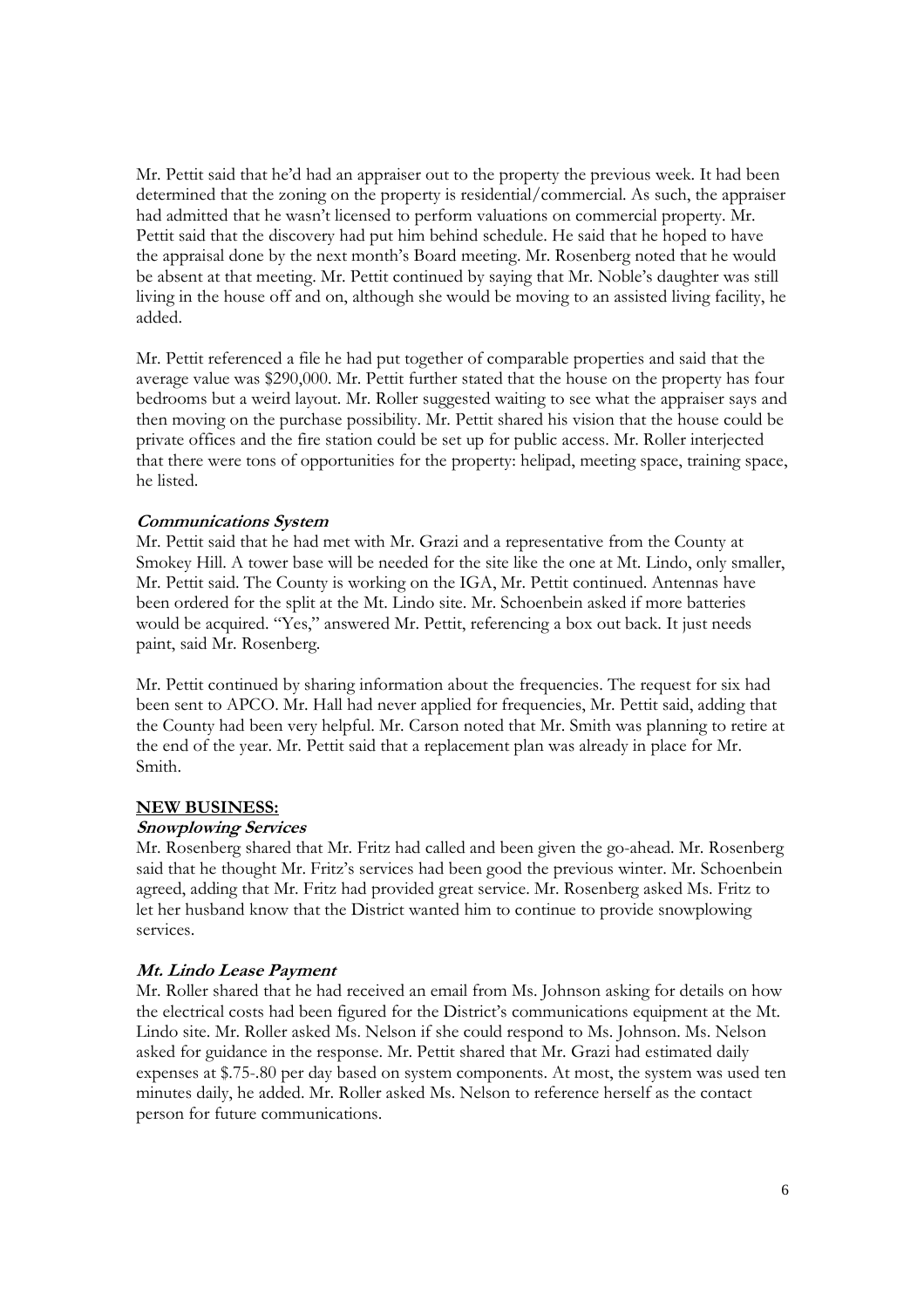Mr. Pettit said that he'd had an appraiser out to the property the previous week. It had been determined that the zoning on the property is residential/commercial. As such, the appraiser had admitted that he wasn't licensed to perform valuations on commercial property. Mr. Pettit said that the discovery had put him behind schedule. He said that he hoped to have the appraisal done by the next month's Board meeting. Mr. Rosenberg noted that he would be absent at that meeting. Mr. Pettit continued by saying that Mr. Noble's daughter was still living in the house off and on, although she would be moving to an assisted living facility, he added.

Mr. Pettit referenced a file he had put together of comparable properties and said that the average value was $290,000. Mr. Pettit further stated that the house on the property has four bedrooms but a weird layout. Mr. Roller suggested waiting to see what the appraiser says and then moving on the purchase possibility. Mr. Pettit shared his vision that the house could be private offices and the fire station could be set up for public access. Mr. Roller interjected that there were tons of opportunities for the property: helipad, meeting space, training space, he listed.

***Communications System***

Mr. Pettit said that he had met with Mr. Grazi and a representative from the County at Smokey Hill. A tower base will be needed for the site like the one at Mt. Lindo, only smaller, Mr. Pettit said. The County is working on the IGA, Mr. Pettit continued. Antennas have been ordered for the split at the Mt. Lindo site. Mr. Schoenbein asked if more batteries would be acquired. "Yes," answered Mr. Pettit, referencing a box out back. It just needs paint, said Mr. Rosenberg.

Mr. Pettit continued by sharing information about the frequencies. The request for six had been sent to APCO. Mr. Hall had never applied for frequencies, Mr. Pettit said, adding that the County had been very helpful. Mr. Carson noted that Mr. Smith was planning to retire at the end of the year. Mr. Pettit said that a replacement plan was already in place for Mr. Smith.

**NEW BUSINESS:**

***Snowplowing Services***

Mr. Rosenberg shared that Mr. Fritz had called and been given the go-ahead. Mr. Rosenberg said that he thought Mr. Fritz's services had been good the previous winter. Mr. Schoenbein agreed, adding that Mr. Fritz had provided great service. Mr. Rosenberg asked Ms. Fritz to let her husband know that the District wanted him to continue to provide snowplowing services.

***Mt. Lindo Lease Payment***

Mr. Roller shared that he had received an email from Ms. Johnson asking for details on how the electrical costs had been figured for the District's communications equipment at the Mt. Lindo site. Mr. Roller asked Ms. Nelson if she could respond to Ms. Johnson. Ms. Nelson asked for guidance in the response. Mr. Pettit shared that Mr. Grazi had estimated daily expenses at $.75-.80 per day based on system components. At most, the system was used ten minutes daily, he added. Mr. Roller asked Ms. Nelson to reference herself as the contact person for future communications.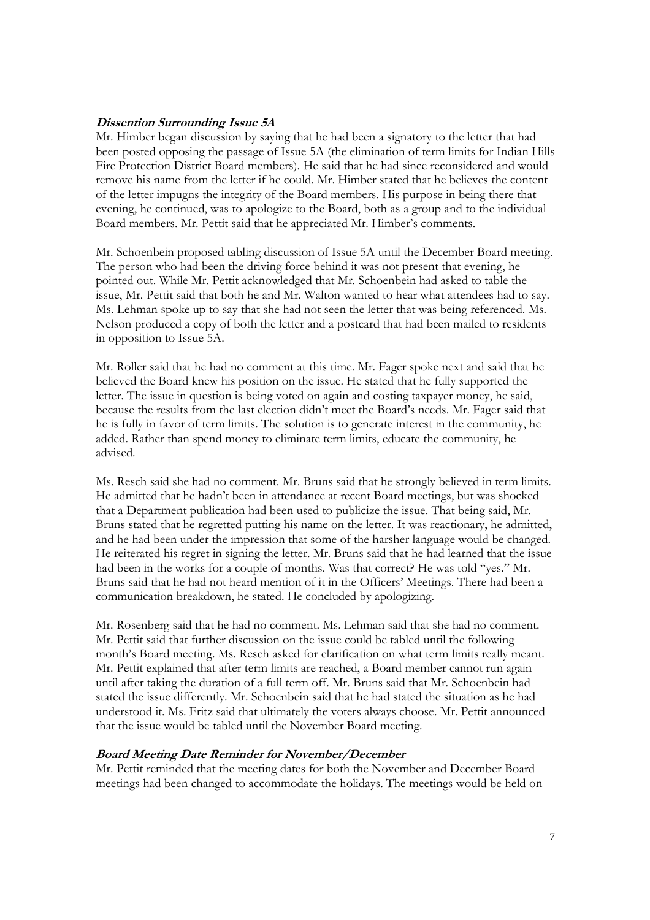***Dissention Surrounding Issue 5A***

Mr. Himber began discussion by saying that he had been a signatory to the letter that had been posted opposing the passage of Issue 5A (the elimination of term limits for Indian Hills Fire Protection District Board members). He said that he had since reconsidered and would remove his name from the letter if he could. Mr. Himber stated that he believes the content of the letter impugns the integrity of the Board members. His purpose in being there that evening, he continued, was to apologize to the Board, both as a group and to the individual Board members. Mr. Pettit said that he appreciated Mr. Himber's comments.

Mr. Schoenbein proposed tabling discussion of Issue 5A until the December Board meeting. The person who had been the driving force behind it was not present that evening, he pointed out. While Mr. Pettit acknowledged that Mr. Schoenbein had asked to table the issue, Mr. Pettit said that both he and Mr. Walton wanted to hear what attendees had to say. Ms. Lehman spoke up to say that she had not seen the letter that was being referenced. Ms. Nelson produced a copy of both the letter and a postcard that had been mailed to residents in opposition to Issue 5A.

Mr. Roller said that he had no comment at this time. Mr. Fager spoke next and said that he believed the Board knew his position on the issue. He stated that he fully supported the letter. The issue in question is being voted on again and costing taxpayer money, he said, because the results from the last election didn't meet the Board's needs. Mr. Fager said that he is fully in favor of term limits. The solution is to generate interest in the community, he added. Rather than spend money to eliminate term limits, educate the community, he advised.

Ms. Resch said she had no comment. Mr. Bruns said that he strongly believed in term limits. He admitted that he hadn't been in attendance at recent Board meetings, but was shocked that a Department publication had been used to publicize the issue. That being said, Mr. Bruns stated that he regretted putting his name on the letter. It was reactionary, he admitted, and he had been under the impression that some of the harsher language would be changed. He reiterated his regret in signing the letter. Mr. Bruns said that he had learned that the issue had been in the works for a couple of months. Was that correct? He was told "yes." Mr. Bruns said that he had not heard mention of it in the Officers' Meetings. There had been a communication breakdown, he stated. He concluded by apologizing.

Mr. Rosenberg said that he had no comment. Ms. Lehman said that she had no comment. Mr. Pettit said that further discussion on the issue could be tabled until the following month's Board meeting. Ms. Resch asked for clarification on what term limits really meant. Mr. Pettit explained that after term limits are reached, a Board member cannot run again until after taking the duration of a full term off. Mr. Bruns said that Mr. Schoenbein had stated the issue differently. Mr. Schoenbein said that he had stated the situation as he had understood it. Ms. Fritz said that ultimately the voters always choose. Mr. Pettit announced that the issue would be tabled until the November Board meeting.

***Board Meeting Date Reminder for November/December***

Mr. Pettit reminded that the meeting dates for both the November and December Board meetings had been changed to accommodate the holidays. The meetings would be held on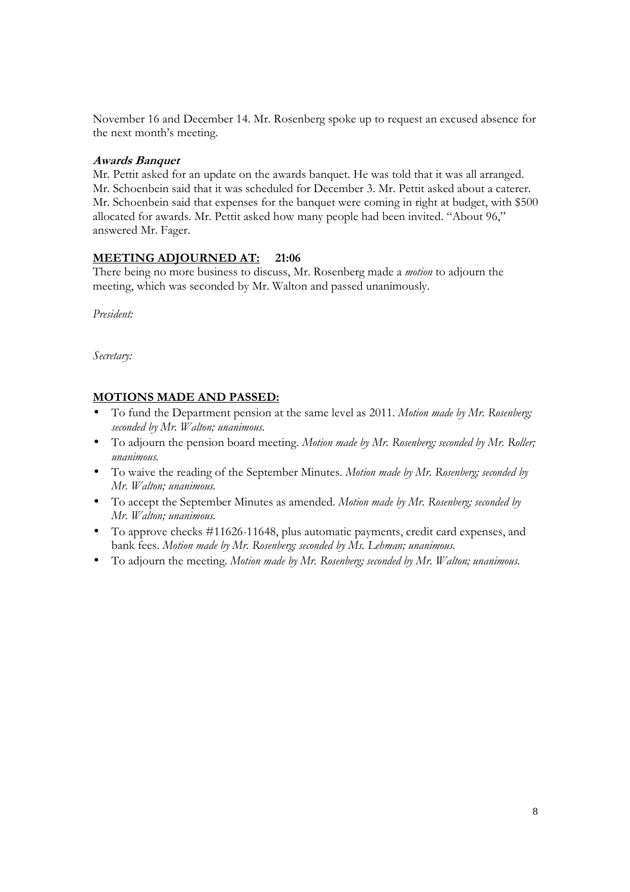November 16 and December 14. Mr. Rosenberg spoke up to request an excused absence for the next month's meeting.

***Awards Banquet***

Mr. Pettit asked for an update on the awards banquet. He was told that it was all arranged. Mr. Schoenbein said that it was scheduled for December 3. Mr. Pettit asked about a caterer. Mr. Schoenbein said that expenses for the banquet were coming in right at budget, with $500 allocated for awards. Mr. Pettit asked how many people had been invited. "About 96," answered Mr. Fager.

## MEETING ADJOURNED AT: 21:06

There being no more business to discuss, Mr. Rosenberg made a *motion* to adjourn the meeting, which was seconded by Mr. Walton and passed unanimously.

*President:*

*Secretary:*

## MOTIONS MADE AND PASSED:

- To fund the Department pension at the same level as 2011. *Motion made by Mr. Rosenberg; seconded by Mr. Walton; unanimous.*
- To adjourn the pension board meeting. *Motion made by Mr. Rosenberg; seconded by Mr. Roller; unanimous.*
- To waive the reading of the September Minutes. *Motion made by Mr. Rosenberg; seconded by Mr. Walton; unanimous.*
- To accept the September Minutes as amended. *Motion made by Mr. Rosenberg; seconded by Mr. Walton; unanimous.*
- To approve checks #11626-11648, plus automatic payments, credit card expenses, and bank fees. *Motion made by Mr. Rosenberg; seconded by Ms. Lehman; unanimous.*
- To adjourn the meeting. *Motion made by Mr. Rosenberg; seconded by Mr. Walton; unanimous.*